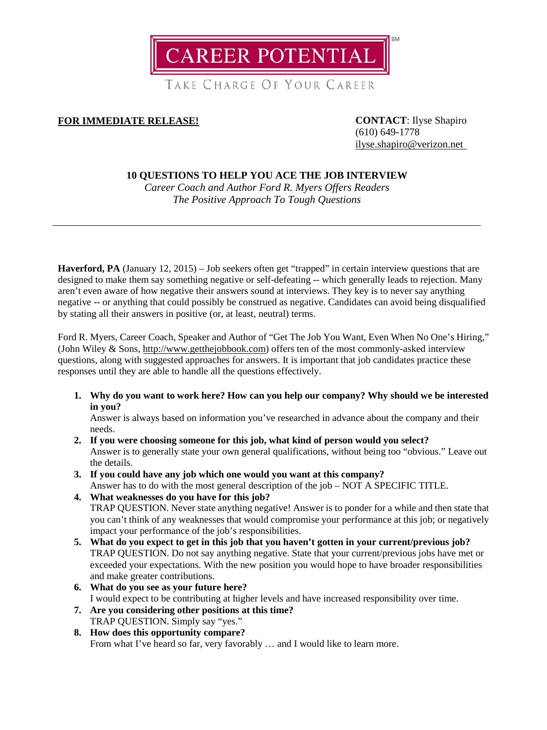# CAREER POTENTIAL[SM]

TAKE CHARGE OF YOUR CAREER

**FOR IMMEDIATE RELEASE!**

**CONTACT**: Ilyse Shapiro
(610) 649-1778
ilyse.shapiro@verizon.net

## 10 QUESTIONS TO HELP YOU ACE THE JOB INTERVIEW

*Career Coach and Author Ford R. Myers Offers Readers*
*The Positive Approach To Tough Questions*

---

**Haverford, PA** (January 12, 2015) – Job seekers often get "trapped" in certain interview questions that are designed to make them say something negative or self-defeating -- which generally leads to rejection. Many aren't even aware of how negative their answers sound at interviews. They key is to never say anything negative -- or anything that could possibly be construed as negative. Candidates can avoid being disqualified by stating all their answers in positive (or, at least, neutral) terms.

Ford R. Myers, Career Coach, Speaker and Author of "Get The Job You Want, Even When No One's Hiring," (John Wiley & Sons, http://www.getthejobbook.com) offers ten of the most commonly-asked interview questions, along with suggested approaches for answers. It is important that job candidates practice these responses until they are able to handle all the questions effectively.

1. **Why do you want to work here? How can you help our company? Why should we be interested in you?**
   Answer is always based on information you've researched in advance about the company and their needs.
2. **If you were choosing someone for this job, what kind of person would you select?**
   Answer is to generally state your own general qualifications, without being too "obvious." Leave out the details.
3. **If you could have any job which one would you want at this company?**
   Answer has to do with the most general description of the job – NOT A SPECIFIC TITLE.
4. **What weaknesses do you have for this job?**
   TRAP QUESTION. Never state anything negative! Answer is to ponder for a while and then state that you can't think of any weaknesses that would compromise your performance at this job; or negatively impact your performance of the job's responsibilities.
5. **What do you expect to get in this job that you haven't gotten in your current/previous job?**
   TRAP QUESTION. Do not say anything negative. State that your current/previous jobs have met or exceeded your expectations. With the new position you would hope to have broader responsibilities and make greater contributions.
6. **What do you see as your future here?**
   I would expect to be contributing at higher levels and have increased responsibility over time.
7. **Are you considering other positions at this time?**
   TRAP QUESTION. Simply say "yes."
8. **How does this opportunity compare?**
   From what I've heard so far, very favorably … and I would like to learn more.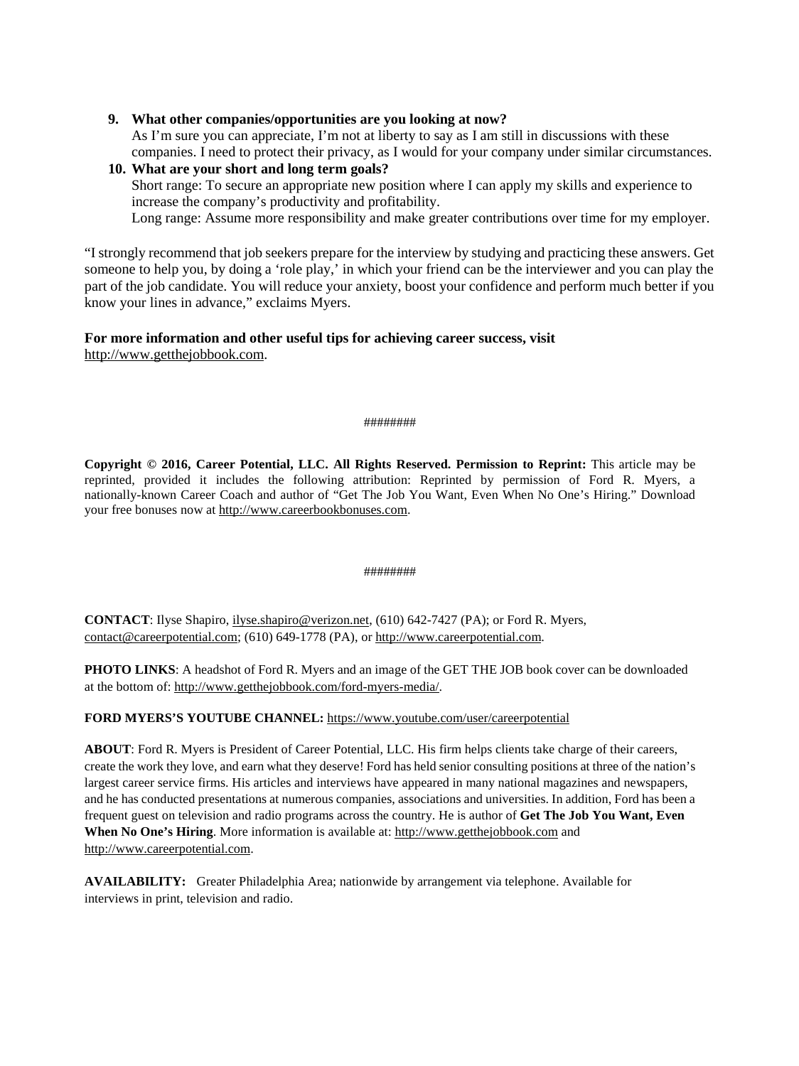9. **What other companies/opportunities are you looking at now?**
   As I'm sure you can appreciate, I'm not at liberty to say as I am still in discussions with these companies. I need to protect their privacy, as I would for your company under similar circumstances.
10. **What are your short and long term goals?**
    Short range: To secure an appropriate new position where I can apply my skills and experience to increase the company's productivity and profitability.
    Long range: Assume more responsibility and make greater contributions over time for my employer.

"I strongly recommend that job seekers prepare for the interview by studying and practicing these answers. Get someone to help you, by doing a 'role play,' in which your friend can be the interviewer and you can play the part of the job candidate. You will reduce your anxiety, boost your confidence and perform much better if you know your lines in advance," exclaims Myers.

**For more information and other useful tips for achieving career success, visit** http://www.getthejobbook.com.

########

**Copyright © 2016, Career Potential, LLC. All Rights Reserved. Permission to Reprint:** This article may be reprinted, provided it includes the following attribution: Reprinted by permission of Ford R. Myers, a nationally-known Career Coach and author of "Get The Job You Want, Even When No One's Hiring." Download your free bonuses now at http://www.careerbookbonuses.com.

########

**CONTACT**: Ilyse Shapiro, ilyse.shapiro@verizon.net, (610) 642-7427 (PA); or Ford R. Myers, contact@careerpotential.com; (610) 649-1778 (PA), or http://www.careerpotential.com.

**PHOTO LINKS**: A headshot of Ford R. Myers and an image of the GET THE JOB book cover can be downloaded at the bottom of: http://www.getthejobbook.com/ford-myers-media/.

**FORD MYERS'S YOUTUBE CHANNEL:** https://www.youtube.com/user/careerpotential

**ABOUT**: Ford R. Myers is President of Career Potential, LLC. His firm helps clients take charge of their careers, create the work they love, and earn what they deserve! Ford has held senior consulting positions at three of the nation's largest career service firms. His articles and interviews have appeared in many national magazines and newspapers, and he has conducted presentations at numerous companies, associations and universities. In addition, Ford has been a frequent guest on television and radio programs across the country. He is author of **Get The Job You Want, Even When No One's Hiring**. More information is available at: http://www.getthejobbook.com and http://www.careerpotential.com.

**AVAILABILITY:** Greater Philadelphia Area; nationwide by arrangement via telephone. Available for interviews in print, television and radio.